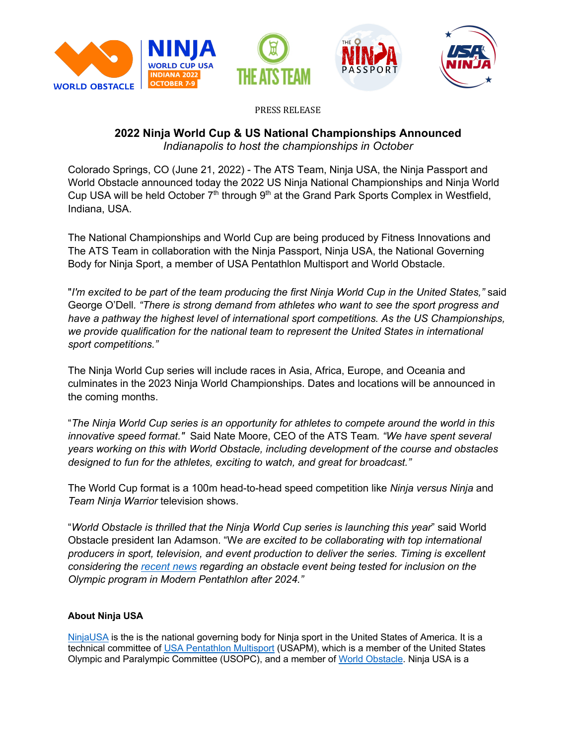PRESS RELEASE

## 2022 Ninja World Cup & US National Championships Announced

*Indianapolis to host the championships in October*

Colorado Springs, CO (June 21, 2022) - The ATS Team, Ninja USA, the Ninja Passport and World Obstacle announced today the 2022 US Ninja National Championships and Ninja World Cup USA will be held October 7th through 9th at the Grand Park Sports Complex in Westfield, Indiana, USA.

The National Championships and World Cup are being produced by Fitness Innovations and The ATS Team in collaboration with the Ninja Passport, Ninja USA, the National Governing Body for Ninja Sport, a member of USA Pentathlon Multisport and World Obstacle.

"*I'm excited to be part of the team producing the first Ninja World Cup in the United States,"* said George O'Dell. *"There is strong demand from athletes who want to see the sport progress and have a pathway the highest level of international sport competitions. As the US Championships, we provide qualification for the national team to represent the United States in international sport competitions."*

The Ninja World Cup series will include races in Asia, Africa, Europe, and Oceania and culminates in the 2023 Ninja World Championships. Dates and locations will be announced in the coming months.

"*The Ninja World Cup series is an opportunity for athletes to compete around the world in this innovative speed format."* Said Nate Moore, CEO of the ATS Team. *"We have spent several years working on this with World Obstacle, including development of the course and obstacles designed to fun for the athletes, exciting to watch, and great for broadcast."*

The World Cup format is a 100m head-to-head speed competition like *Ninja versus Ninja* and *Team Ninja Warrior* television shows.

"*World Obstacle is thrilled that the Ninja World Cup series is launching this year*" said World Obstacle president Ian Adamson. "W*e are excited to be collaborating with top international producers in sport, television, and event production to deliver the series. Timing is excellent considering the recent news regarding an obstacle event being tested for inclusion on the Olympic program in Modern Pentathlon after 2024."*

**About Ninja USA**

NinjaUSA is the is the national governing body for Ninja sport in the United States of America. It is a technical committee of USA Pentathlon Multisport (USAPM), which is a member of the United States Olympic and Paralympic Committee (USOPC), and a member of World Obstacle. Ninja USA is a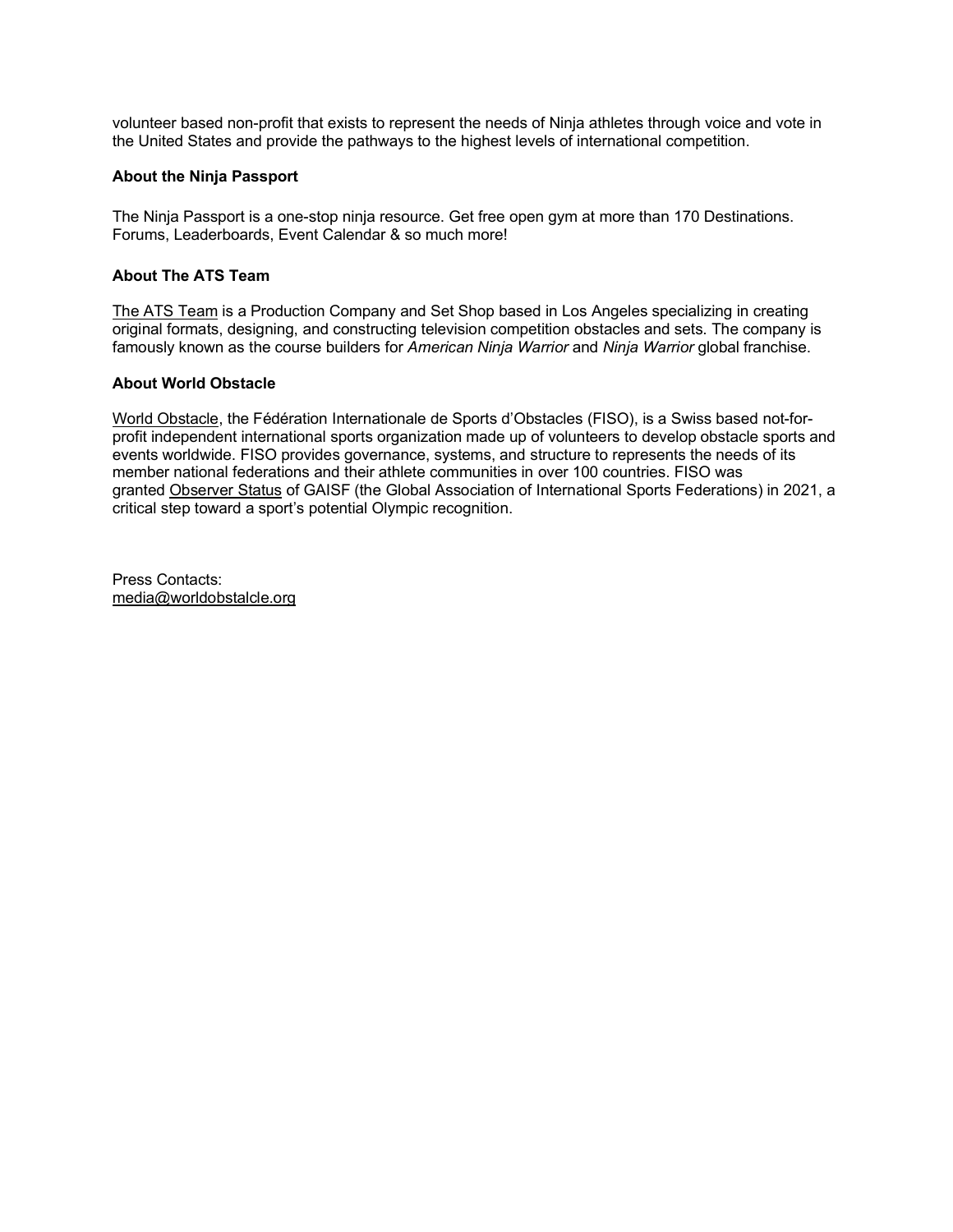volunteer based non-profit that exists to represent the needs of Ninja athletes through voice and vote in the United States and provide the pathways to the highest levels of international competition.

**About the Ninja Passport**

The Ninja Passport is a one-stop ninja resource. Get free open gym at more than 170 Destinations. Forums, Leaderboards, Event Calendar & so much more!

**About The ATS Team**

The ATS Team is a Production Company and Set Shop based in Los Angeles specializing in creating original formats, designing, and constructing television competition obstacles and sets. The company is famously known as the course builders for *American Ninja Warrior* and *Ninja Warrior* global franchise.

**About World Obstacle**

World Obstacle, the Fédération Internationale de Sports d'Obstacles (FISO), is a Swiss based not-for-profit independent international sports organization made up of volunteers to develop obstacle sports and events worldwide. FISO provides governance, systems, and structure to represents the needs of its member national federations and their athlete communities in over 100 countries. FISO was granted Observer Status of GAISF (the Global Association of International Sports Federations) in 2021, a critical step toward a sport's potential Olympic recognition.

Press Contacts:
media@worldobstalcle.org